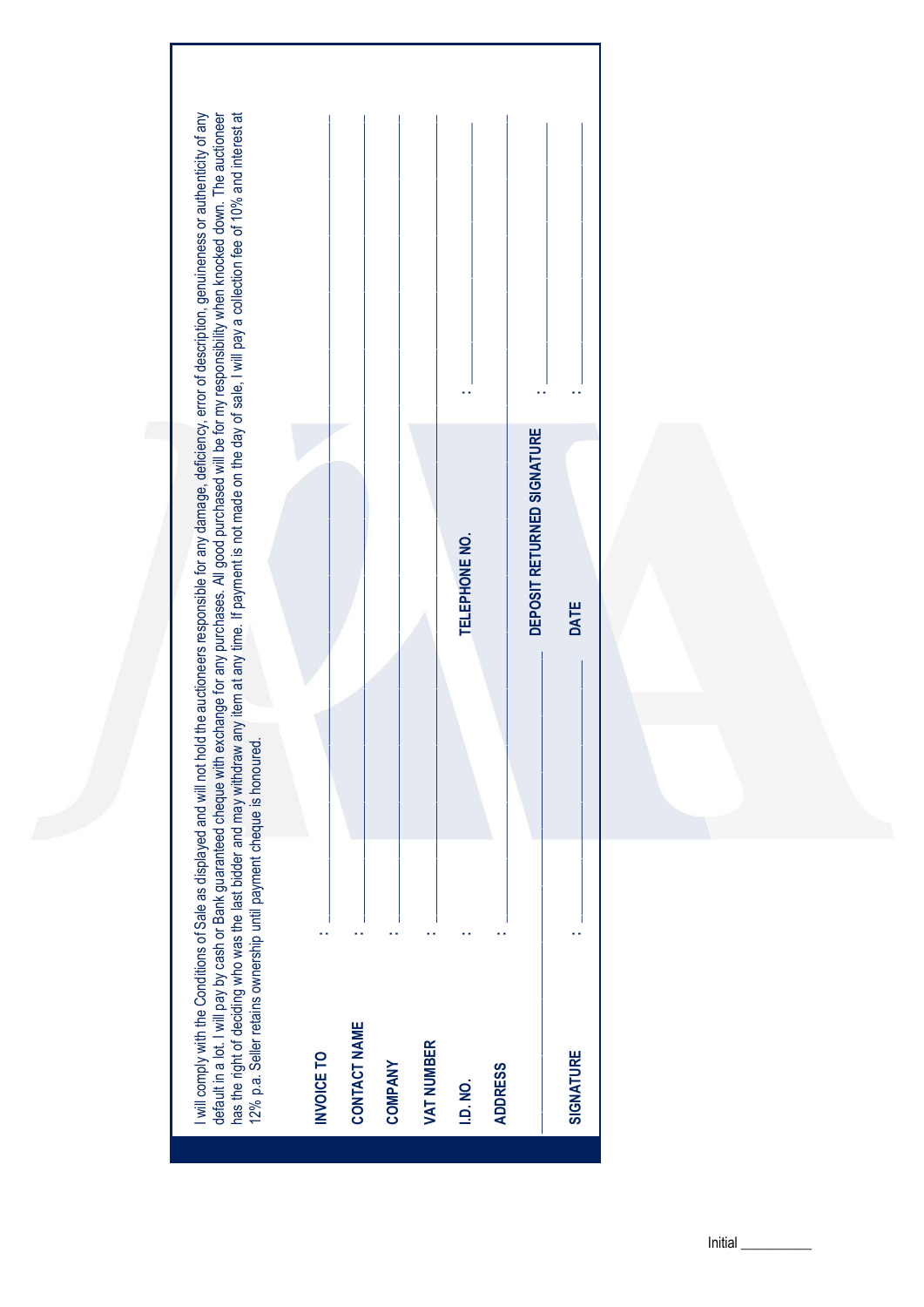I will comply with the Conditions of Sale as displayed and will not hold the auctioneers responsible for any damage, deficiency, error of description, genuineness or authenticity of any default in a lot. I will pay by cash or Bank guaranteed cheque with exchange for any purchases. All good purchased will be for my responsibility when knocked down. The auctioneer has the right of deciding who was the last bidder and may withdraw any item at any time. If payment is not made on the day of sale, I will pay a collection fee of 10% and interest at 12% p.a. Seller retains ownership until payment cheque is honoured.

**INVOICE TO** : ____________________

**CONTACT NAME** : ____________________

**COMPANY** : ____________________

**VAT NUMBER** : ____________________

**I.D. NO.** : ____________________ **TELEPHONE NO.** : ____________________

**ADDRESS** : ____________________

____________________ **DEPOSIT RETURNED SIGNATURE** : ____________________

**SIGNATURE** : ____________________ **DATE** : ____________________

Initial __________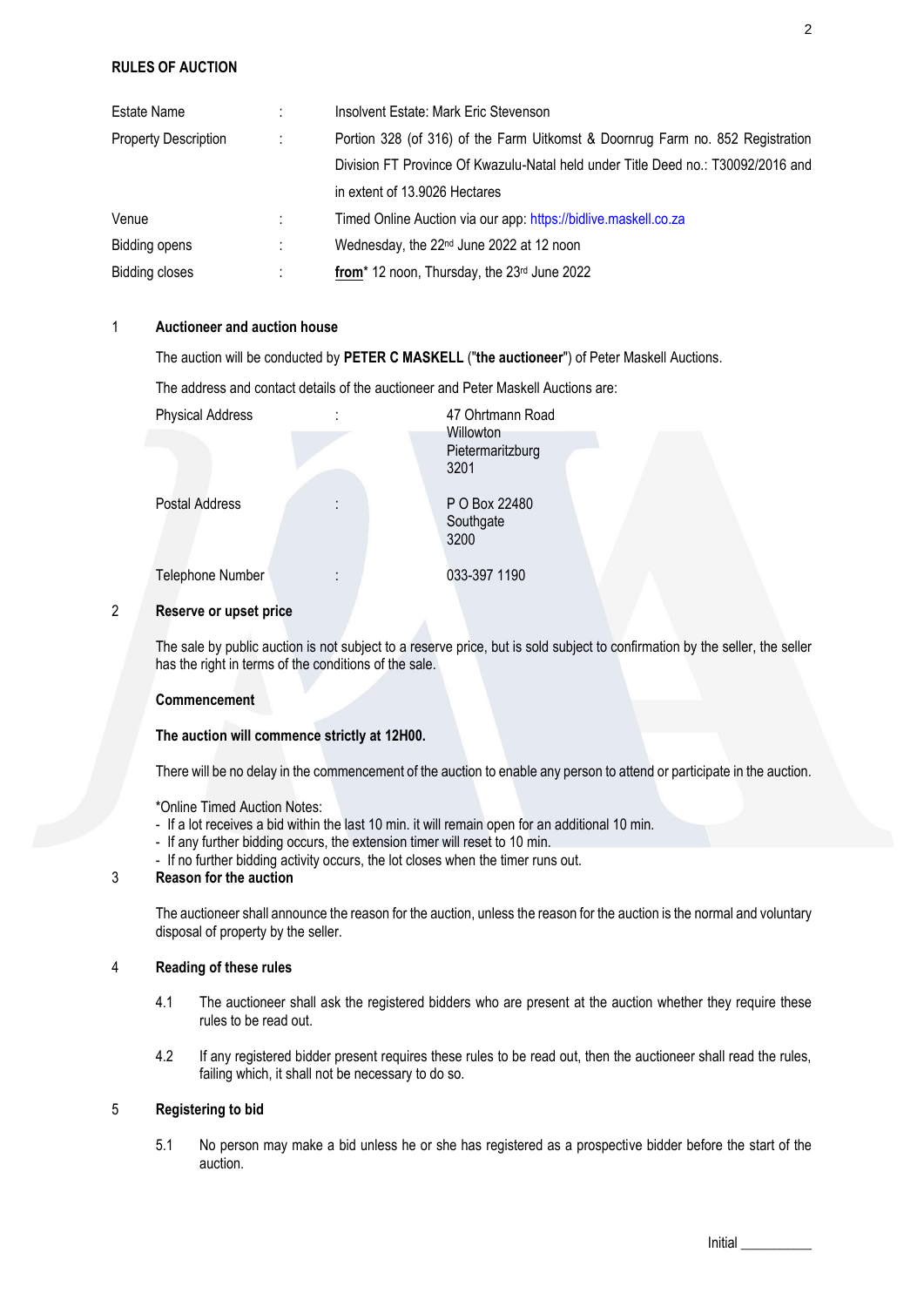## RULES OF AUCTION

| | | |
|---|---|---|
| Estate Name | : | Insolvent Estate: Mark Eric Stevenson |
| Property Description | : | Portion 328 (of 316) of the Farm Uitkomst & Doornrug Farm no. 852 Registration Division FT Province Of Kwazulu-Natal held under Title Deed no.: T30092/2016 and in extent of 13.9026 Hectares |
| Venue | : | Timed Online Auction via our app: https://bidlive.maskell.co.za |
| Bidding opens | : | Wednesday, the 22nd June 2022 at 12 noon |
| Bidding closes | : | **from*** 12 noon, Thursday, the 23rd June 2022 |

### 1 Auctioneer and auction house

The auction will be conducted by **PETER C MASKELL** ("**the auctioneer**") of Peter Maskell Auctions.

The address and contact details of the auctioneer and Peter Maskell Auctions are:

| | | |
|---|---|---|
| Physical Address | : | 47 Ohrtmann Road<br>Willowton<br>Pietermaritzburg<br>3201 |
| Postal Address | : | P O Box 22480<br>Southgate<br>3200 |
| Telephone Number | : | 033-397 1190 |

### 2 Reserve or upset price

The sale by public auction is not subject to a reserve price, but is sold subject to confirmation by the seller, the seller has the right in terms of the conditions of the sale.

**Commencement**

**The auction will commence strictly at 12H00.**

There will be no delay in the commencement of the auction to enable any person to attend or participate in the auction.

*Online Timed Auction Notes:
- If a lot receives a bid within the last 10 min. it will remain open for an additional 10 min.
- If any further bidding occurs, the extension timer will reset to 10 min.
- If no further bidding activity occurs, the lot closes when the timer runs out.

### 3 Reason for the auction

The auctioneer shall announce the reason for the auction, unless the reason for the auction is the normal and voluntary disposal of property by the seller.

### 4 Reading of these rules

4.1 The auctioneer shall ask the registered bidders who are present at the auction whether they require these rules to be read out.

4.2 If any registered bidder present requires these rules to be read out, then the auctioneer shall read the rules, failing which, it shall not be necessary to do so.

### 5 Registering to bid

5.1 No person may make a bid unless he or she has registered as a prospective bidder before the start of the auction.

Initial __________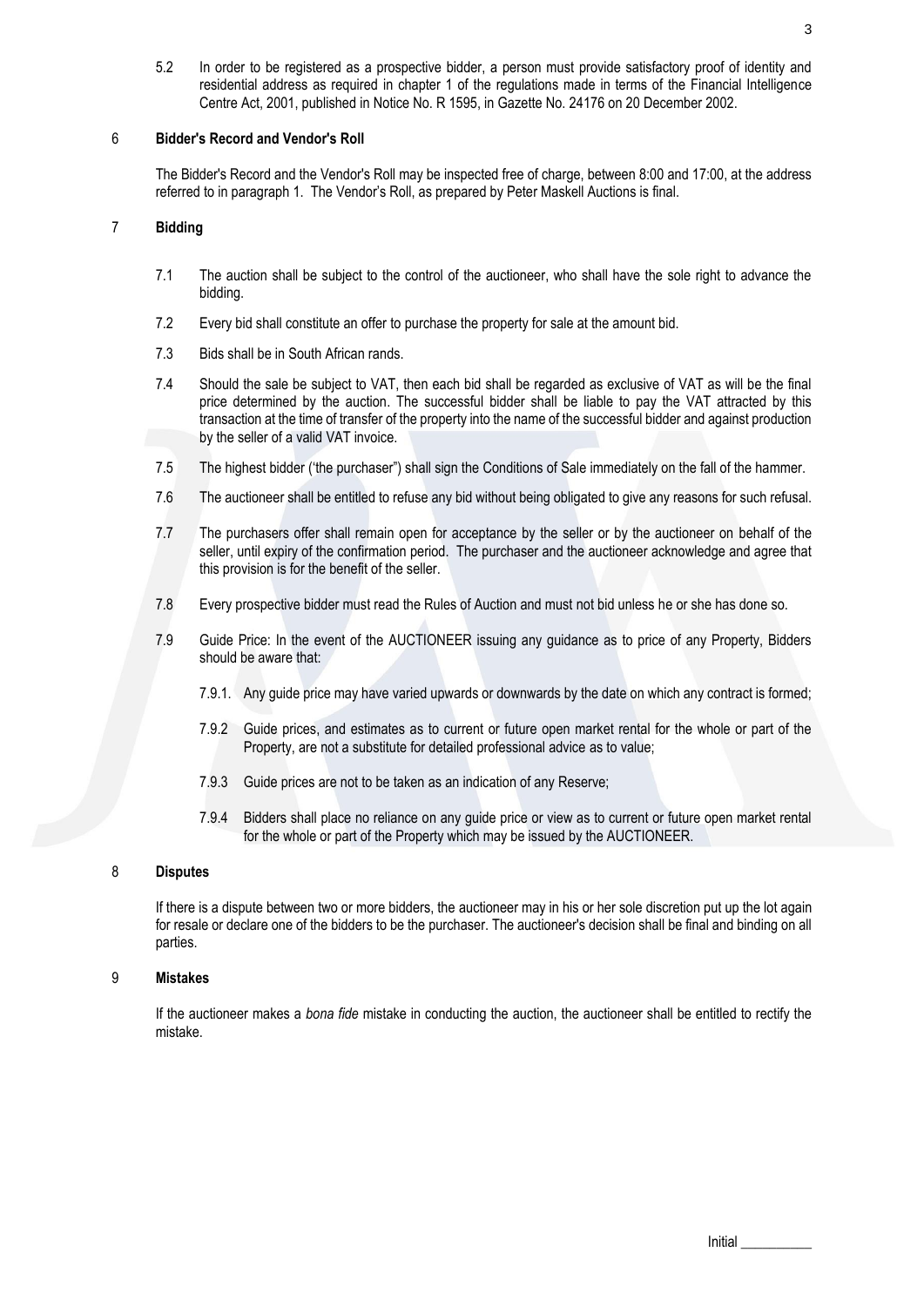5.2 In order to be registered as a prospective bidder, a person must provide satisfactory proof of identity and residential address as required in chapter 1 of the regulations made in terms of the Financial Intelligence Centre Act, 2001, published in Notice No. R 1595, in Gazette No. 24176 on 20 December 2002.

## 6 Bidder's Record and Vendor's Roll

The Bidder's Record and the Vendor's Roll may be inspected free of charge, between 8:00 and 17:00, at the address referred to in paragraph 1. The Vendor's Roll, as prepared by Peter Maskell Auctions is final.

## 7 Bidding

7.1 The auction shall be subject to the control of the auctioneer, who shall have the sole right to advance the bidding.

7.2 Every bid shall constitute an offer to purchase the property for sale at the amount bid.

7.3 Bids shall be in South African rands.

7.4 Should the sale be subject to VAT, then each bid shall be regarded as exclusive of VAT as will be the final price determined by the auction. The successful bidder shall be liable to pay the VAT attracted by this transaction at the time of transfer of the property into the name of the successful bidder and against production by the seller of a valid VAT invoice.

7.5 The highest bidder ('the purchaser") shall sign the Conditions of Sale immediately on the fall of the hammer.

7.6 The auctioneer shall be entitled to refuse any bid without being obligated to give any reasons for such refusal.

7.7 The purchasers offer shall remain open for acceptance by the seller or by the auctioneer on behalf of the seller, until expiry of the confirmation period. The purchaser and the auctioneer acknowledge and agree that this provision is for the benefit of the seller.

7.8 Every prospective bidder must read the Rules of Auction and must not bid unless he or she has done so.

7.9 Guide Price: In the event of the AUCTIONEER issuing any guidance as to price of any Property, Bidders should be aware that:

7.9.1. Any guide price may have varied upwards or downwards by the date on which any contract is formed;

7.9.2 Guide prices, and estimates as to current or future open market rental for the whole or part of the Property, are not a substitute for detailed professional advice as to value;

7.9.3 Guide prices are not to be taken as an indication of any Reserve;

7.9.4 Bidders shall place no reliance on any guide price or view as to current or future open market rental for the whole or part of the Property which may be issued by the AUCTIONEER.

## 8 Disputes

If there is a dispute between two or more bidders, the auctioneer may in his or her sole discretion put up the lot again for resale or declare one of the bidders to be the purchaser. The auctioneer's decision shall be final and binding on all parties.

## 9 Mistakes

If the auctioneer makes a *bona fide* mistake in conducting the auction, the auctioneer shall be entitled to rectify the mistake.

Initial __________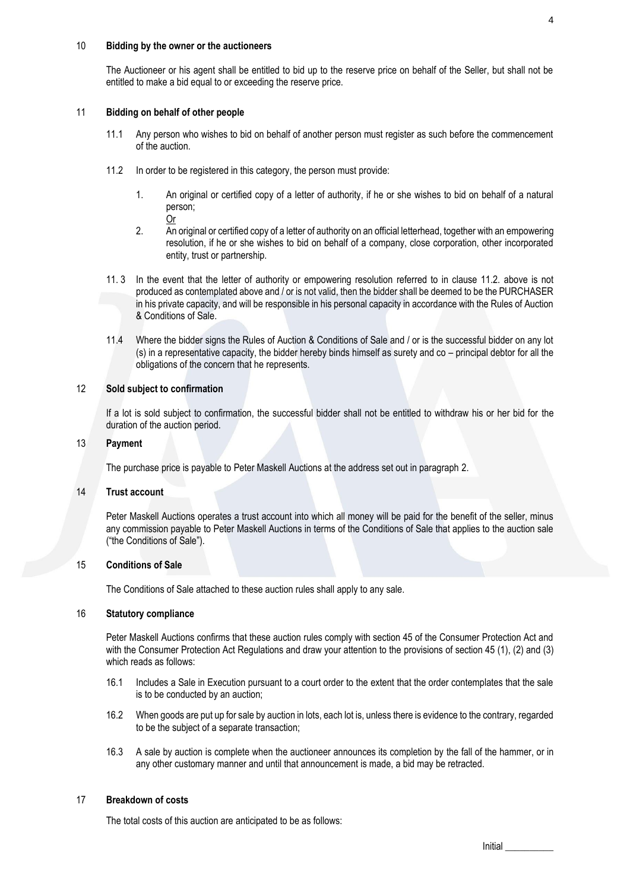## 10 Bidding by the owner or the auctioneers

The Auctioneer or his agent shall be entitled to bid up to the reserve price on behalf of the Seller, but shall not be entitled to make a bid equal to or exceeding the reserve price.

## 11 Bidding on behalf of other people

11.1 Any person who wishes to bid on behalf of another person must register as such before the commencement of the auction.

11.2 In order to be registered in this category, the person must provide:

1. An original or certified copy of a letter of authority, if he or she wishes to bid on behalf of a natural person;
   
   Or

2. An original or certified copy of a letter of authority on an official letterhead, together with an empowering resolution, if he or she wishes to bid on behalf of a company, close corporation, other incorporated entity, trust or partnership.

11. 3 In the event that the letter of authority or empowering resolution referred to in clause 11.2. above is not produced as contemplated above and / or is not valid, then the bidder shall be deemed to be the PURCHASER in his private capacity, and will be responsible in his personal capacity in accordance with the Rules of Auction & Conditions of Sale.

11.4 Where the bidder signs the Rules of Auction & Conditions of Sale and / or is the successful bidder on any lot (s) in a representative capacity, the bidder hereby binds himself as surety and co – principal debtor for all the obligations of the concern that he represents.

## 12 Sold subject to confirmation

If a lot is sold subject to confirmation, the successful bidder shall not be entitled to withdraw his or her bid for the duration of the auction period.

## 13 Payment

The purchase price is payable to Peter Maskell Auctions at the address set out in paragraph 2.

## 14 Trust account

Peter Maskell Auctions operates a trust account into which all money will be paid for the benefit of the seller, minus any commission payable to Peter Maskell Auctions in terms of the Conditions of Sale that applies to the auction sale ("the Conditions of Sale").

## 15 Conditions of Sale

The Conditions of Sale attached to these auction rules shall apply to any sale.

## 16 Statutory compliance

Peter Maskell Auctions confirms that these auction rules comply with section 45 of the Consumer Protection Act and with the Consumer Protection Act Regulations and draw your attention to the provisions of section 45 (1), (2) and (3) which reads as follows:

16.1 Includes a Sale in Execution pursuant to a court order to the extent that the order contemplates that the sale is to be conducted by an auction;

16.2 When goods are put up for sale by auction in lots, each lot is, unless there is evidence to the contrary, regarded to be the subject of a separate transaction;

16.3 A sale by auction is complete when the auctioneer announces its completion by the fall of the hammer, or in any other customary manner and until that announcement is made, a bid may be retracted.

## 17 Breakdown of costs

The total costs of this auction are anticipated to be as follows:

Initial __________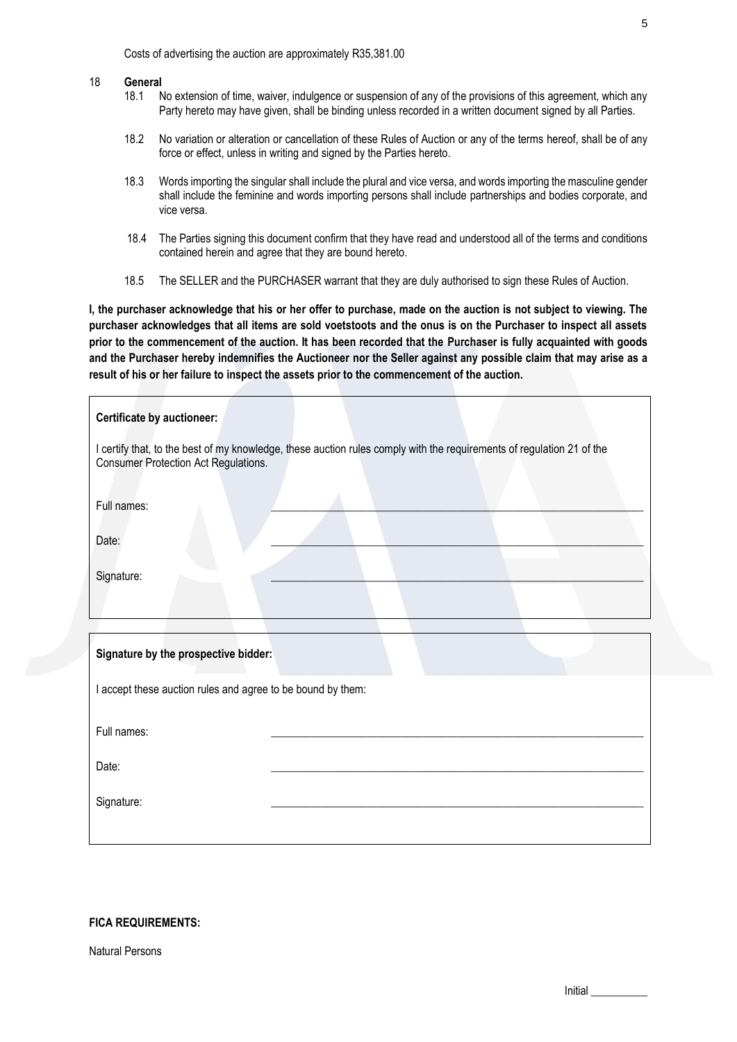Costs of advertising the auction are approximately R35,381.00

18 **General**

18.1 No extension of time, waiver, indulgence or suspension of any of the provisions of this agreement, which any Party hereto may have given, shall be binding unless recorded in a written document signed by all Parties.

18.2 No variation or alteration or cancellation of these Rules of Auction or any of the terms hereof, shall be of any force or effect, unless in writing and signed by the Parties hereto.

18.3 Words importing the singular shall include the plural and vice versa, and words importing the masculine gender shall include the feminine and words importing persons shall include partnerships and bodies corporate, and vice versa.

18.4 The Parties signing this document confirm that they have read and understood all of the terms and conditions contained herein and agree that they are bound hereto.

18.5 The SELLER and the PURCHASER warrant that they are duly authorised to sign these Rules of Auction.

**I, the purchaser acknowledge that his or her offer to purchase, made on the auction is not subject to viewing. The purchaser acknowledges that all items are sold voetstoots and the onus is on the Purchaser to inspect all assets prior to the commencement of the auction. It has been recorded that the Purchaser is fully acquainted with goods and the Purchaser hereby indemnifies the Auctioneer nor the Seller against any possible claim that may arise as a result of his or her failure to inspect the assets prior to the commencement of the auction.**

**Certificate by auctioneer:**

I certify that, to the best of my knowledge, these auction rules comply with the requirements of regulation 21 of the Consumer Protection Act Regulations.

Full names: ______________________________

Date: ______________________________

Signature: ______________________________

**Signature by the prospective bidder:**

I accept these auction rules and agree to be bound by them:

Full names: ______________________________

Date: ______________________________

Signature: ______________________________

**FICA REQUIREMENTS:**

Natural Persons

Initial __________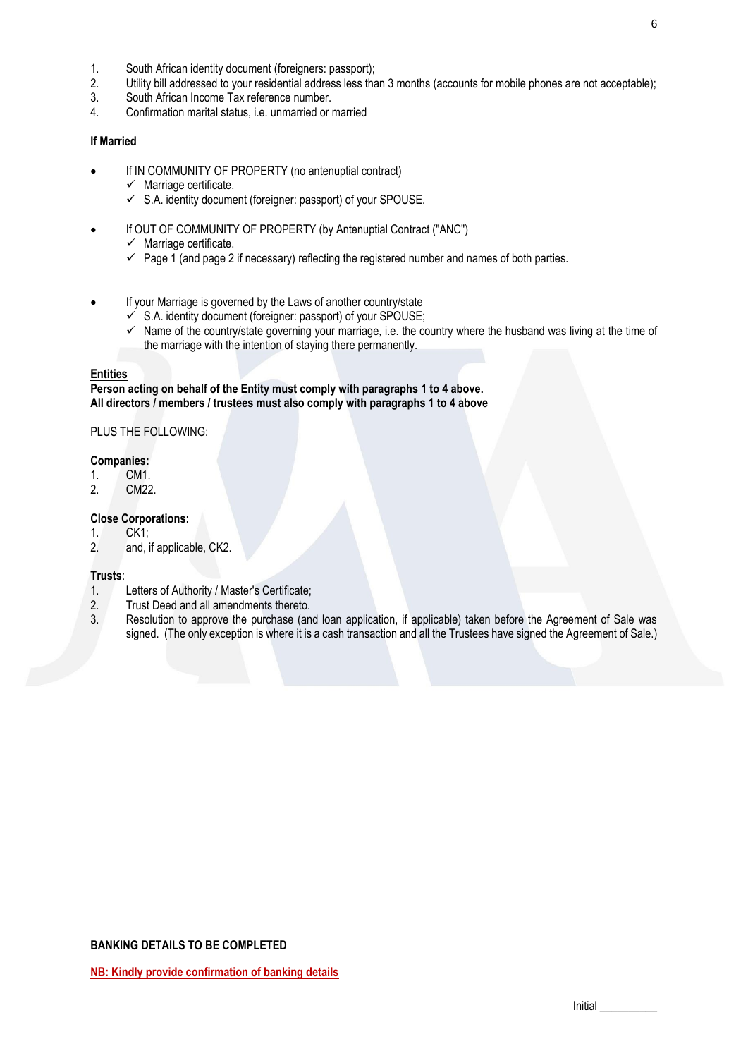1. South African identity document (foreigners: passport);
2. Utility bill addressed to your residential address less than 3 months (accounts for mobile phones are not acceptable);
3. South African Income Tax reference number.
4. Confirmation marital status, i.e. unmarried or married

**<u>If Married</u>**

- If IN COMMUNITY OF PROPERTY (no antenuptial contract)
  - ✓ Marriage certificate.
  - ✓ S.A. identity document (foreigner: passport) of your SPOUSE.

- If OUT OF COMMUNITY OF PROPERTY (by Antenuptial Contract ("ANC")
  - ✓ Marriage certificate.
  - ✓ Page 1 (and page 2 if necessary) reflecting the registered number and names of both parties.

- If your Marriage is governed by the Laws of another country/state
  - ✓ S.A. identity document (foreigner: passport) of your SPOUSE;
  - ✓ Name of the country/state governing your marriage, i.e. the country where the husband was living at the time of the marriage with the intention of staying there permanently.

**<u>Entities</u>**

**Person acting on behalf of the Entity must comply with paragraphs 1 to 4 above.**
**All directors / members / trustees must also comply with paragraphs 1 to 4 above**

PLUS THE FOLLOWING:

**Companies:**

1. CM1.
2. CM22.

**Close Corporations:**

1. CK1;
2. and, if applicable, CK2.

**Trusts**:

1. Letters of Authority / Master's Certificate;
2. Trust Deed and all amendments thereto.
3. Resolution to approve the purchase (and loan application, if applicable) taken before the Agreement of Sale was signed. (The only exception is where it is a cash transaction and all the Trustees have signed the Agreement of Sale.)

**<u>BANKING DETAILS TO BE COMPLETED</u>**

**<u>NB: Kindly provide confirmation of banking details</u>**

Initial __________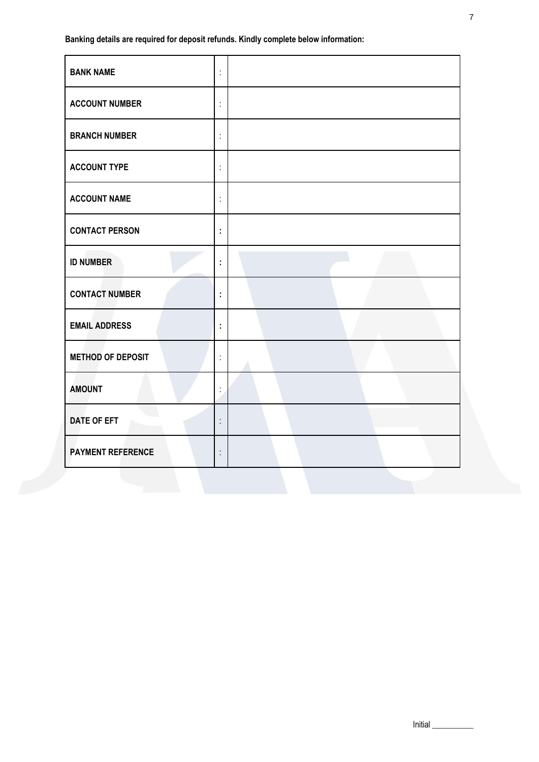**Banking details are required for deposit refunds. Kindly complete below information:**

| | | |
|---|---|---|
| **BANK NAME** | : | |
| **ACCOUNT NUMBER** | : | |
| **BRANCH NUMBER** | : | |
| **ACCOUNT TYPE** | : | |
| **ACCOUNT NAME** | : | |
| **CONTACT PERSON** | : | |
| **ID NUMBER** | : | |
| **CONTACT NUMBER** | : | |
| **EMAIL ADDRESS** | : | |
| **METHOD OF DEPOSIT** | : | |
| **AMOUNT** | : | |
| **DATE OF EFT** | : | |
| **PAYMENT REFERENCE** | : | |

Initial __________